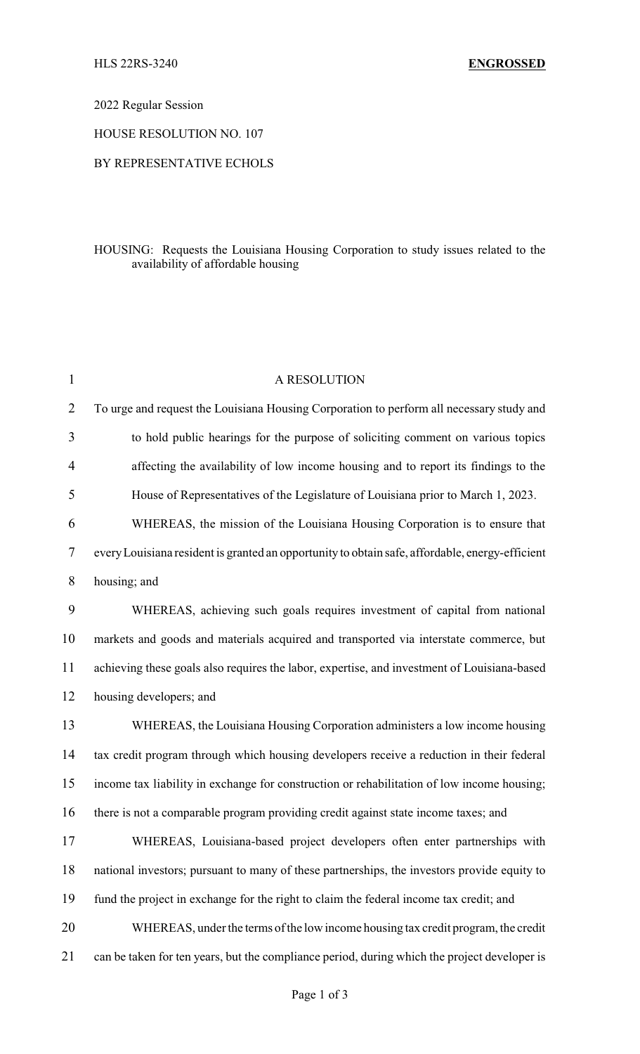HLS 22RS-3240 **ENGROSSED**

2022 Regular Session

HOUSE RESOLUTION NO. 107

BY REPRESENTATIVE ECHOLS

HOUSING: Requests the Louisiana Housing Corporation to study issues related to the availability of affordable housing

A RESOLUTION

To urge and request the Louisiana Housing Corporation to perform all necessary study and to hold public hearings for the purpose of soliciting comment on various topics affecting the availability of low income housing and to report its findings to the House of Representatives of the Legislature of Louisiana prior to March 1, 2023.

WHEREAS, the mission of the Louisiana Housing Corporation is to ensure that every Louisiana resident is granted an opportunity to obtain safe, affordable, energy-efficient housing; and

WHEREAS, achieving such goals requires investment of capital from national markets and goods and materials acquired and transported via interstate commerce, but achieving these goals also requires the labor, expertise, and investment of Louisiana-based housing developers; and

WHEREAS, the Louisiana Housing Corporation administers a low income housing tax credit program through which housing developers receive a reduction in their federal income tax liability in exchange for construction or rehabilitation of low income housing; there is not a comparable program providing credit against state income taxes; and

WHEREAS, Louisiana-based project developers often enter partnerships with national investors; pursuant to many of these partnerships, the investors provide equity to fund the project in exchange for the right to claim the federal income tax credit; and

WHEREAS, under the terms of the low income housing tax credit program, the credit can be taken for ten years, but the compliance period, during which the project developer is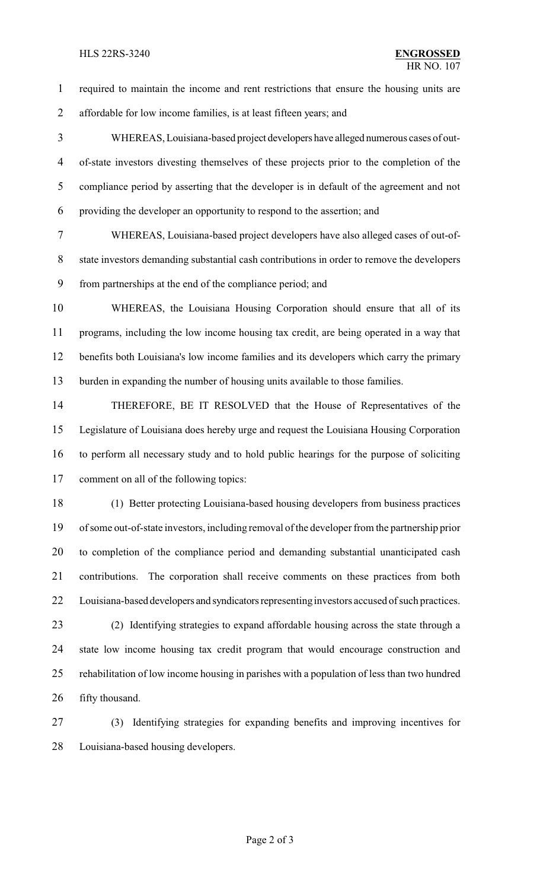required to maintain the income and rent restrictions that ensure the housing units are affordable for low income families, is at least fifteen years; and

WHEREAS, Louisiana-based project developers have alleged numerous cases of out-of-state investors divesting themselves of these projects prior to the completion of the compliance period by asserting that the developer is in default of the agreement and not providing the developer an opportunity to respond to the assertion; and

WHEREAS, Louisiana-based project developers have also alleged cases of out-of-state investors demanding substantial cash contributions in order to remove the developers from partnerships at the end of the compliance period; and

WHEREAS, the Louisiana Housing Corporation should ensure that all of its programs, including the low income housing tax credit, are being operated in a way that benefits both Louisiana's low income families and its developers which carry the primary burden in expanding the number of housing units available to those families.

THEREFORE, BE IT RESOLVED that the House of Representatives of the Legislature of Louisiana does hereby urge and request the Louisiana Housing Corporation to perform all necessary study and to hold public hearings for the purpose of soliciting comment on all of the following topics:

(1) Better protecting Louisiana-based housing developers from business practices of some out-of-state investors, including removal of the developer from the partnership prior to completion of the compliance period and demanding substantial unanticipated cash contributions. The corporation shall receive comments on these practices from both Louisiana-based developers and syndicators representing investors accused of such practices.

(2) Identifying strategies to expand affordable housing across the state through a state low income housing tax credit program that would encourage construction and rehabilitation of low income housing in parishes with a population of less than two hundred fifty thousand.

(3) Identifying strategies for expanding benefits and improving incentives for Louisiana-based housing developers.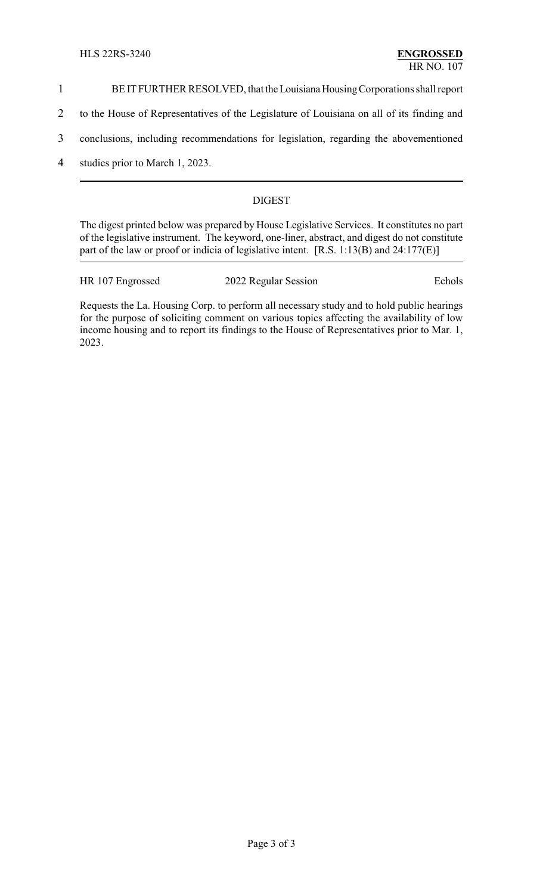BE IT FURTHER RESOLVED, that the Louisiana Housing Corporations shall report to the House of Representatives of the Legislature of Louisiana on all of its finding and conclusions, including recommendations for legislation, regarding the abovementioned studies prior to March 1, 2023.

---

## DIGEST

The digest printed below was prepared by House Legislative Services. It constitutes no part of the legislative instrument. The keyword, one-liner, abstract, and digest do not constitute part of the law or proof or indicia of legislative intent. [R.S. 1:13(B) and 24:177(E)]

---

HR 107 Engrossed — 2022 Regular Session — Echols

Requests the La. Housing Corp. to perform all necessary study and to hold public hearings for the purpose of soliciting comment on various topics affecting the availability of low income housing and to report its findings to the House of Representatives prior to Mar. 1, 2023.